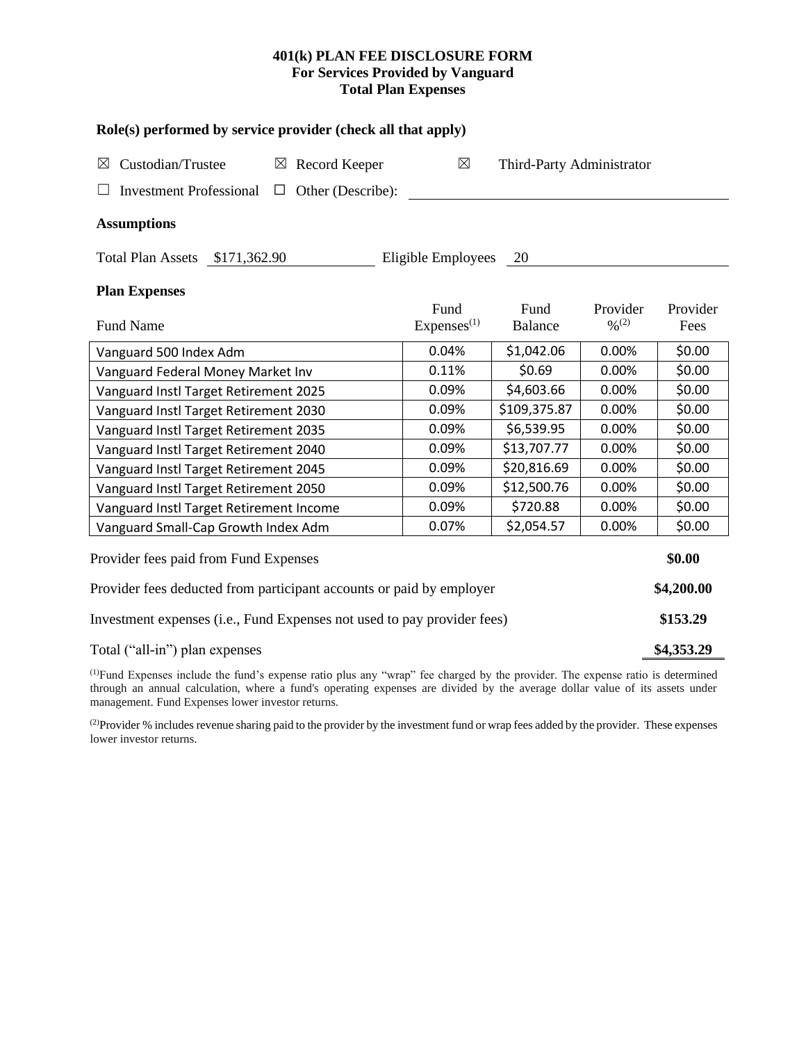# 401(k) PLAN FEE DISCLOSURE FORM
## For Services Provided by Vanguard
## Total Plan Expenses

### Role(s) performed by service provider (check all that apply)

☒ Custodian/Trustee ☒ Record Keeper ☒ Third-Party Administrator

☐ Investment Professional ☐ Other (Describe): ______________________

### Assumptions

Total Plan Assets $171,362.90 Eligible Employees 20

### Plan Expenses

| Fund Name | Fund Expenses[1] | Fund Balance | Provider %[2] | Provider Fees |
|---|---|---|---|---|
| Vanguard 500 Index Adm | 0.04% | $1,042.06 | 0.00% | $0.00 |
| Vanguard Federal Money Market Inv | 0.11% | $0.69 | 0.00% | $0.00 |
| Vanguard Instl Target Retirement 2025 | 0.09% | $4,603.66 | 0.00% | $0.00 |
| Vanguard Instl Target Retirement 2030 | 0.09% | $109,375.87 | 0.00% | $0.00 |
| Vanguard Instl Target Retirement 2035 | 0.09% | $6,539.95 | 0.00% | $0.00 |
| Vanguard Instl Target Retirement 2040 | 0.09% | $13,707.77 | 0.00% | $0.00 |
| Vanguard Instl Target Retirement 2045 | 0.09% | $20,816.69 | 0.00% | $0.00 |
| Vanguard Instl Target Retirement 2050 | 0.09% | $12,500.76 | 0.00% | $0.00 |
| Vanguard Instl Target Retirement Income | 0.09% | $720.88 | 0.00% | $0.00 |
| Vanguard Small-Cap Growth Index Adm | 0.07% | $2,054.57 | 0.00% | $0.00 |

| | |
|---|---|
| Provider fees paid from Fund Expenses | **$0.00** |
| Provider fees deducted from participant accounts or paid by employer | **$4,200.00** |
| Investment expenses (i.e., Fund Expenses not used to pay provider fees) | **$153.29** |
| Total ("all-in") plan expenses | **$4,353.29** |

[1]Fund Expenses include the fund's expense ratio plus any "wrap" fee charged by the provider. The expense ratio is determined through an annual calculation, where a fund's operating expenses are divided by the average dollar value of its assets under management. Fund Expenses lower investor returns.

[2]Provider % includes revenue sharing paid to the provider by the investment fund or wrap fees added by the provider. These expenses lower investor returns.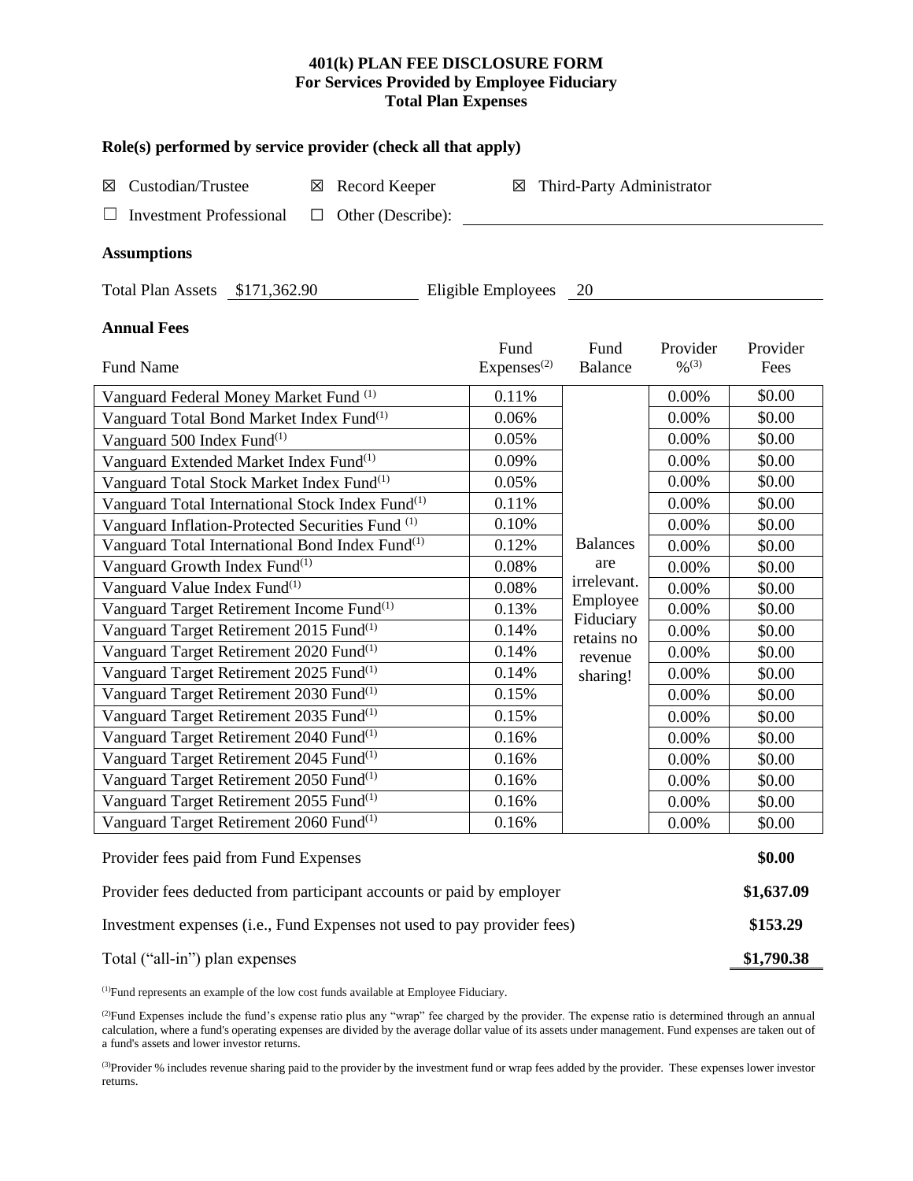# 401(k) PLAN FEE DISCLOSURE FORM
## For Services Provided by Employee Fiduciary
## Total Plan Expenses

### Role(s) performed by service provider (check all that apply)

☒ Custodian/Trustee ☒ Record Keeper ☒ Third-Party Administrator

☐ Investment Professional ☐ Other (Describe):

### Assumptions

Total Plan Assets $171,362.90 Eligible Employees 20

### Annual Fees

| Fund Name | Fund Expenses[2] | Fund Balance | Provider %[3] | Provider Fees |
|---|---|---|---|---|
| Vanguard Federal Money Market Fund [1] | 0.11% | Balances are irrelevant. Employee Fiduciary retains no revenue sharing! | 0.00% | $0.00 |
| Vanguard Total Bond Market Index Fund[1] | 0.06% | | 0.00% | $0.00 |
| Vanguard 500 Index Fund[1] | 0.05% | | 0.00% | $0.00 |
| Vanguard Extended Market Index Fund[1] | 0.09% | | 0.00% | $0.00 |
| Vanguard Total Stock Market Index Fund[1] | 0.05% | | 0.00% | $0.00 |
| Vanguard Total International Stock Index Fund[1] | 0.11% | | 0.00% | $0.00 |
| Vanguard Inflation-Protected Securities Fund [1] | 0.10% | | 0.00% | $0.00 |
| Vanguard Total International Bond Index Fund[1] | 0.12% | | 0.00% | $0.00 |
| Vanguard Growth Index Fund[1] | 0.08% | | 0.00% | $0.00 |
| Vanguard Value Index Fund[1] | 0.08% | | 0.00% | $0.00 |
| Vanguard Target Retirement Income Fund[1] | 0.13% | | 0.00% | $0.00 |
| Vanguard Target Retirement 2015 Fund[1] | 0.14% | | 0.00% | $0.00 |
| Vanguard Target Retirement 2020 Fund[1] | 0.14% | | 0.00% | $0.00 |
| Vanguard Target Retirement 2025 Fund[1] | 0.14% | | 0.00% | $0.00 |
| Vanguard Target Retirement 2030 Fund[1] | 0.15% | | 0.00% | $0.00 |
| Vanguard Target Retirement 2035 Fund[1] | 0.15% | | 0.00% | $0.00 |
| Vanguard Target Retirement 2040 Fund[1] | 0.16% | | 0.00% | $0.00 |
| Vanguard Target Retirement 2045 Fund[1] | 0.16% | | 0.00% | $0.00 |
| Vanguard Target Retirement 2050 Fund[1] | 0.16% | | 0.00% | $0.00 |
| Vanguard Target Retirement 2055 Fund[1] | 0.16% | | 0.00% | $0.00 |
| Vanguard Target Retirement 2060 Fund[1] | 0.16% | | 0.00% | $0.00 |

| | |
|---|---|
| Provider fees paid from Fund Expenses | **$0.00** |
| Provider fees deducted from participant accounts or paid by employer | **$1,637.09** |
| Investment expenses (i.e., Fund Expenses not used to pay provider fees) | **$153.29** |
| Total ("all-in") plan expenses | **$1,790.38** |

[1]Fund represents an example of the low cost funds available at Employee Fiduciary.

[2]Fund Expenses include the fund's expense ratio plus any "wrap" fee charged by the provider. The expense ratio is determined through an annual calculation, where a fund's operating expenses are divided by the average dollar value of its assets under management. Fund expenses are taken out of a fund's assets and lower investor returns.

[3]Provider % includes revenue sharing paid to the provider by the investment fund or wrap fees added by the provider. These expenses lower investor returns.